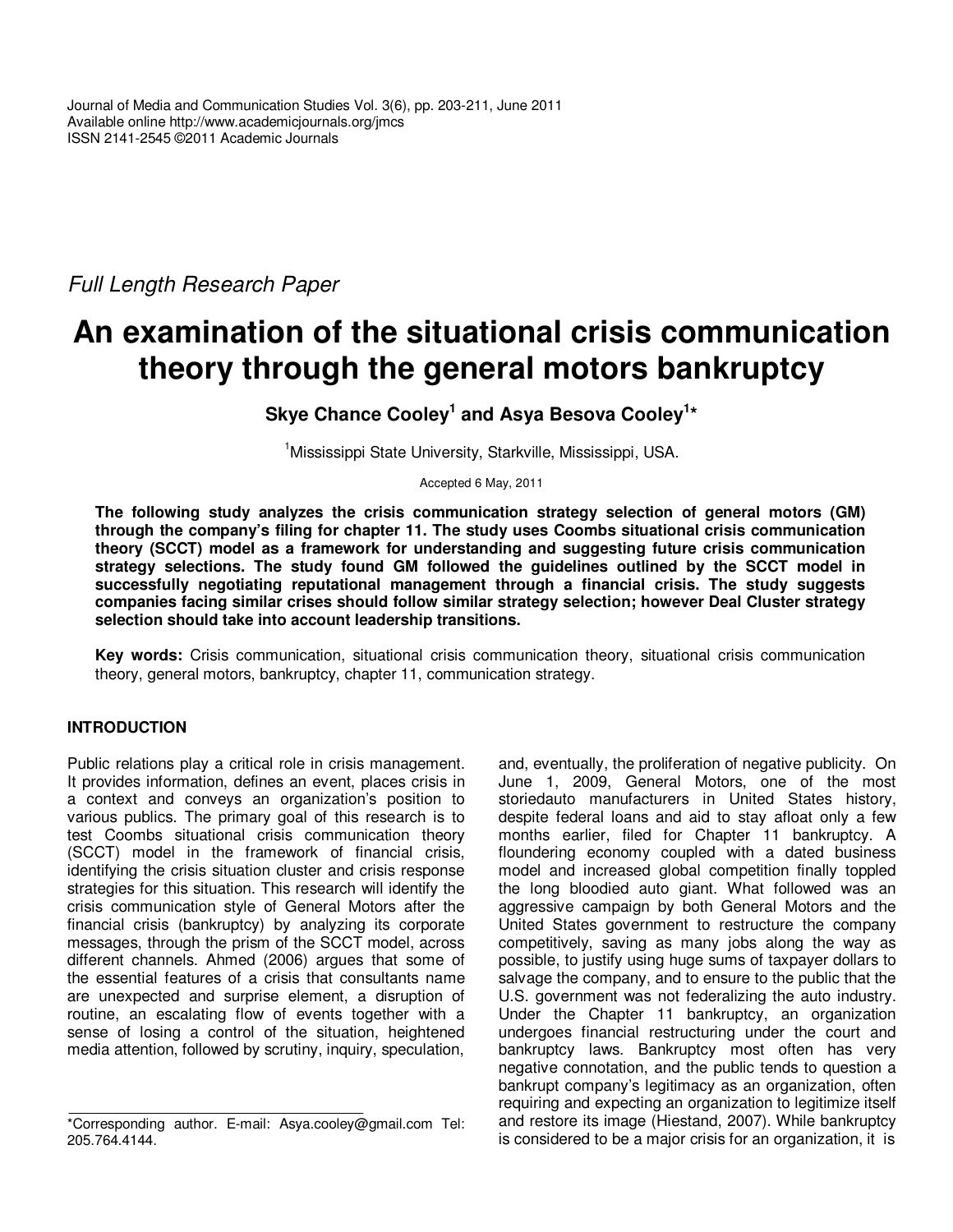Journal of Media and Communication Studies Vol. 3(6), pp. 203-211, June 2011
Available online http://www.academicjournals.org/jmcs
ISSN 2141-2545 ©2011 Academic Journals

*Full Length Research Paper*

# An examination of the situational crisis communication theory through the general motors bankruptcy

**Skye Chance Cooley[1] and Asya Besova Cooley[1]***

[1]Mississippi State University, Starkville, Mississippi, USA.

Accepted 6 May, 2011

**The following study analyzes the crisis communication strategy selection of general motors (GM) through the company's filing for chapter 11. The study uses Coombs situational crisis communication theory (SCCT) model as a framework for understanding and suggesting future crisis communication strategy selections. The study found GM followed the guidelines outlined by the SCCT model in successfully negotiating reputational management through a financial crisis. The study suggests companies facing similar crises should follow similar strategy selection; however Deal Cluster strategy selection should take into account leadership transitions.**

**Key words:** Crisis communication, situational crisis communication theory, situational crisis communication theory, general motors, bankruptcy, chapter 11, communication strategy.

## INTRODUCTION

Public relations play a critical role in crisis management. It provides information, defines an event, places crisis in a context and conveys an organization's position to various publics. The primary goal of this research is to test Coombs situational crisis communication theory (SCCT) model in the framework of financial crisis, identifying the crisis situation cluster and crisis response strategies for this situation. This research will identify the crisis communication style of General Motors after the financial crisis (bankruptcy) by analyzing its corporate messages, through the prism of the SCCT model, across different channels. Ahmed (2006) argues that some of the essential features of a crisis that consultants name are unexpected and surprise element, a disruption of routine, an escalating flow of events together with a sense of losing a control of the situation, heightened media attention, followed by scrutiny, inquiry, speculation, and, eventually, the proliferation of negative publicity. On June 1, 2009, General Motors, one of the most storiedauto manufacturers in United States history, despite federal loans and aid to stay afloat only a few months earlier, filed for Chapter 11 bankruptcy. A floundering economy coupled with a dated business model and increased global competition finally toppled the long bloodied auto giant. What followed was an aggressive campaign by both General Motors and the United States government to restructure the company competitively, saving as many jobs along the way as possible, to justify using huge sums of taxpayer dollars to salvage the company, and to ensure to the public that the U.S. government was not federalizing the auto industry. Under the Chapter 11 bankruptcy, an organization undergoes financial restructuring under the court and bankruptcy laws. Bankruptcy most often has very negative connotation, and the public tends to question a bankrupt company's legitimacy as an organization, often requiring and expecting an organization to legitimize itself and restore its image (Hiestand, 2007). While bankruptcy is considered to be a major crisis for an organization, it is

*Corresponding author. E-mail: Asya.cooley@gmail.com Tel: 205.764.4144.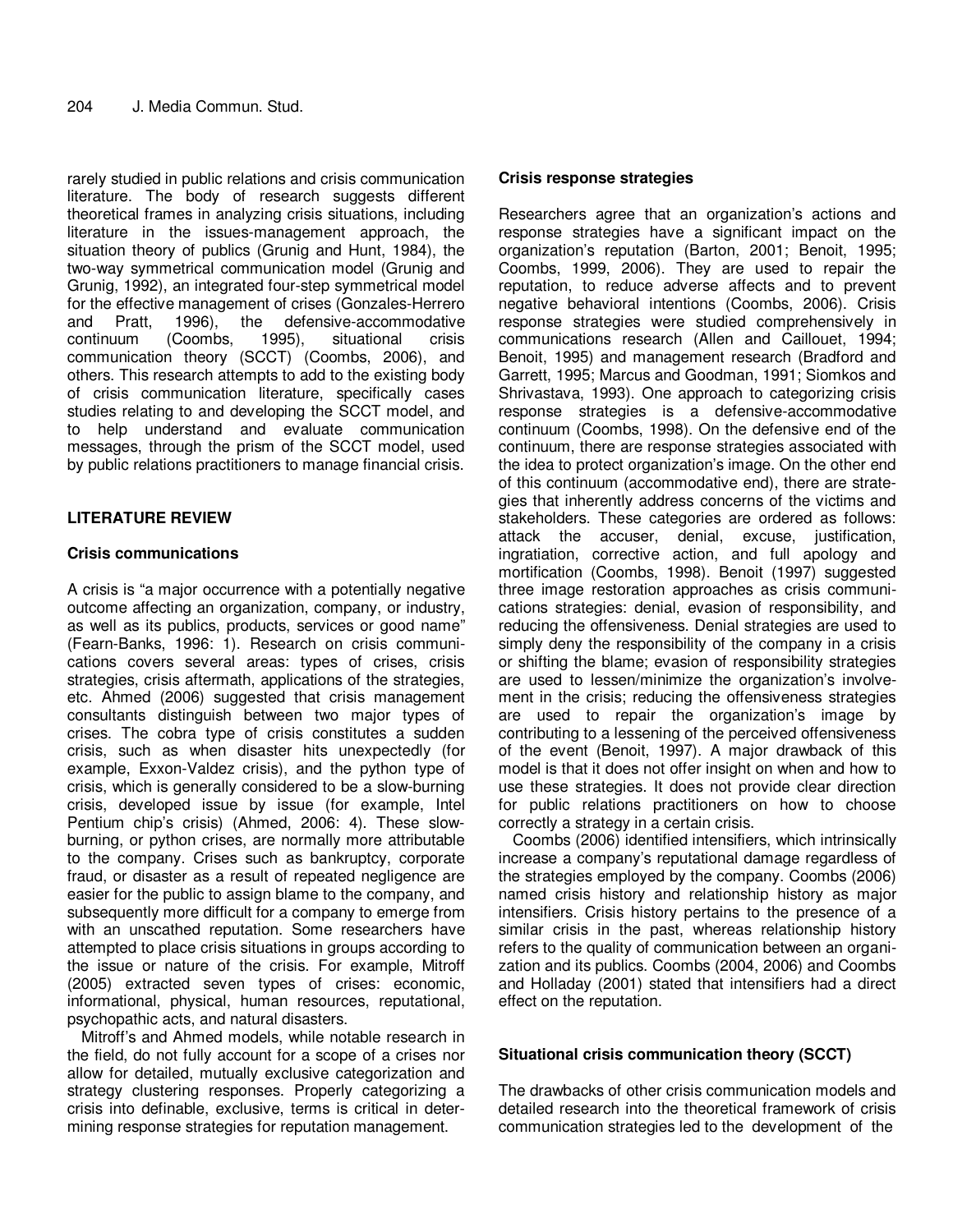rarely studied in public relations and crisis communication literature. The body of research suggests different theoretical frames in analyzing crisis situations, including literature in the issues-management approach, the situation theory of publics (Grunig and Hunt, 1984), the two-way symmetrical communication model (Grunig and Grunig, 1992), an integrated four-step symmetrical model for the effective management of crises (Gonzales-Herrero and Pratt, 1996), the defensive-accommodative continuum (Coombs, 1995), situational crisis communication theory (SCCT) (Coombs, 2006), and others. This research attempts to add to the existing body of crisis communication literature, specifically cases studies relating to and developing the SCCT model, and to help understand and evaluate communication messages, through the prism of the SCCT model, used by public relations practitioners to manage financial crisis.

## LITERATURE REVIEW

### Crisis communications

A crisis is "a major occurrence with a potentially negative outcome affecting an organization, company, or industry, as well as its publics, products, services or good name" (Fearn-Banks, 1996: 1). Research on crisis communications covers several areas: types of crises, crisis strategies, crisis aftermath, applications of the strategies, etc. Ahmed (2006) suggested that crisis management consultants distinguish between two major types of crises. The cobra type of crisis constitutes a sudden crisis, such as when disaster hits unexpectedly (for example, Exxon-Valdez crisis), and the python type of crisis, which is generally considered to be a slow-burning crisis, developed issue by issue (for example, Intel Pentium chip's crisis) (Ahmed, 2006: 4). These slow-burning, or python crises, are normally more attributable to the company. Crises such as bankruptcy, corporate fraud, or disaster as a result of repeated negligence are easier for the public to assign blame to the company, and subsequently more difficult for a company to emerge from with an unscathed reputation. Some researchers have attempted to place crisis situations in groups according to the issue or nature of the crisis. For example, Mitroff (2005) extracted seven types of crises: economic, informational, physical, human resources, reputational, psychopathic acts, and natural disasters.

Mitroff's and Ahmed models, while notable research in the field, do not fully account for a scope of a crises nor allow for detailed, mutually exclusive categorization and strategy clustering responses. Properly categorizing a crisis into definable, exclusive, terms is critical in determining response strategies for reputation management.

### Crisis response strategies

Researchers agree that an organization's actions and response strategies have a significant impact on the organization's reputation (Barton, 2001; Benoit, 1995; Coombs, 1999, 2006). They are used to repair the reputation, to reduce adverse affects and to prevent negative behavioral intentions (Coombs, 2006). Crisis response strategies were studied comprehensively in communications research (Allen and Caillouet, 1994; Benoit, 1995) and management research (Bradford and Garrett, 1995; Marcus and Goodman, 1991; Siomkos and Shrivastava, 1993). One approach to categorizing crisis response strategies is a defensive-accommodative continuum (Coombs, 1998). On the defensive end of the continuum, there are response strategies associated with the idea to protect organization's image. On the other end of this continuum (accommodative end), there are strategies that inherently address concerns of the victims and stakeholders. These categories are ordered as follows: attack the accuser, denial, excuse, justification, ingratiation, corrective action, and full apology and mortification (Coombs, 1998). Benoit (1997) suggested three image restoration approaches as crisis communications strategies: denial, evasion of responsibility, and reducing the offensiveness. Denial strategies are used to simply deny the responsibility of the company in a crisis or shifting the blame; evasion of responsibility strategies are used to lessen/minimize the organization's involvement in the crisis; reducing the offensiveness strategies are used to repair the organization's image by contributing to a lessening of the perceived offensiveness of the event (Benoit, 1997). A major drawback of this model is that it does not offer insight on when and how to use these strategies. It does not provide clear direction for public relations practitioners on how to choose correctly a strategy in a certain crisis.

Coombs (2006) identified intensifiers, which intrinsically increase a company's reputational damage regardless of the strategies employed by the company. Coombs (2006) named crisis history and relationship history as major intensifiers. Crisis history pertains to the presence of a similar crisis in the past, whereas relationship history refers to the quality of communication between an organization and its publics. Coombs (2004, 2006) and Coombs and Holladay (2001) stated that intensifiers had a direct effect on the reputation.

### Situational crisis communication theory (SCCT)

The drawbacks of other crisis communication models and detailed research into the theoretical framework of crisis communication strategies led to the development of the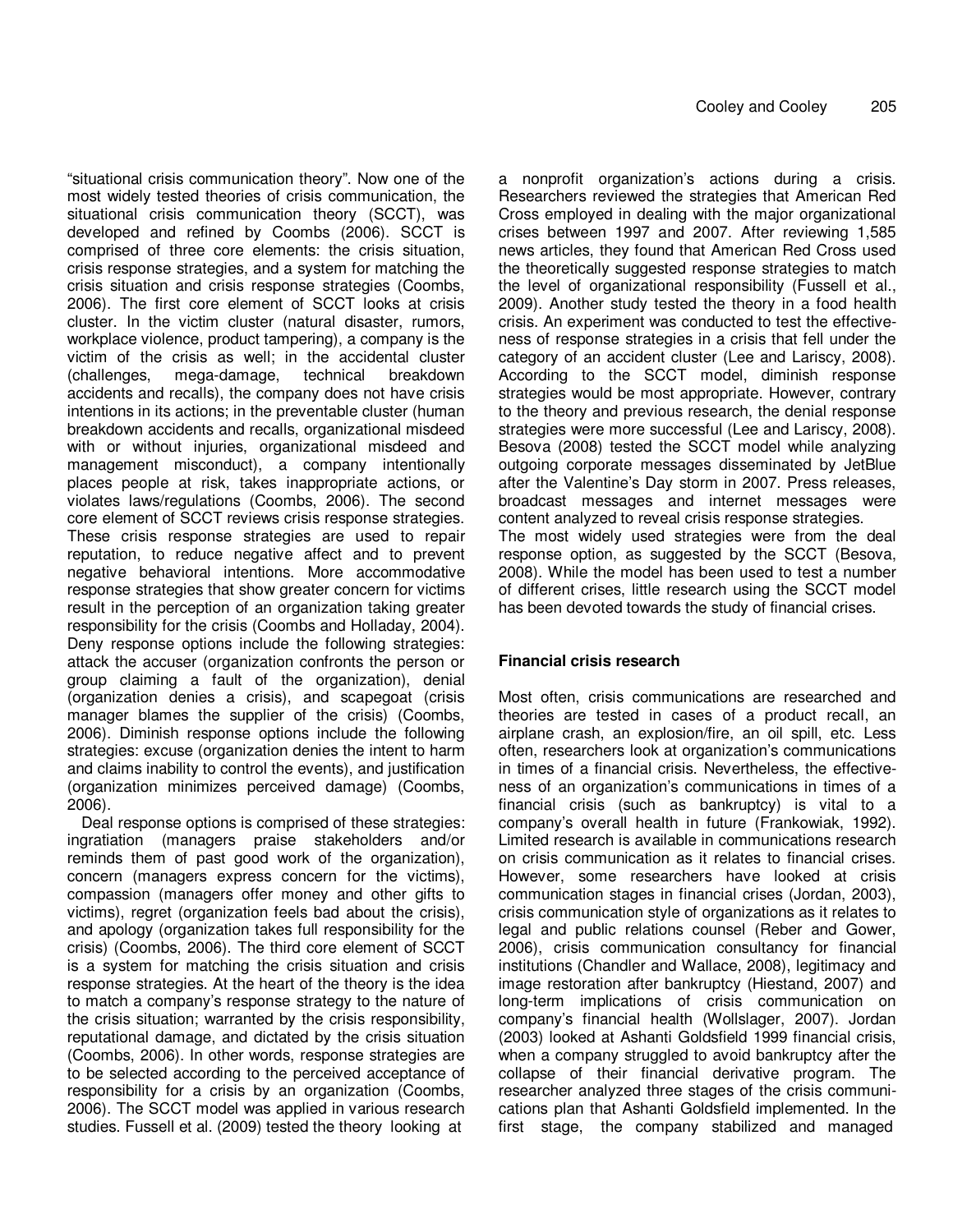"situational crisis communication theory". Now one of the most widely tested theories of crisis communication, the situational crisis communication theory (SCCT), was developed and refined by Coombs (2006). SCCT is comprised of three core elements: the crisis situation, crisis response strategies, and a system for matching the crisis situation and crisis response strategies (Coombs, 2006). The first core element of SCCT looks at crisis cluster. In the victim cluster (natural disaster, rumors, workplace violence, product tampering), a company is the victim of the crisis as well; in the accidental cluster (challenges, mega-damage, technical breakdown accidents and recalls), the company does not have crisis intentions in its actions; in the preventable cluster (human breakdown accidents and recalls, organizational misdeed with or without injuries, organizational misdeed and management misconduct), a company intentionally places people at risk, takes inappropriate actions, or violates laws/regulations (Coombs, 2006). The second core element of SCCT reviews crisis response strategies. These crisis response strategies are used to repair reputation, to reduce negative affect and to prevent negative behavioral intentions. More accommodative response strategies that show greater concern for victims result in the perception of an organization taking greater responsibility for the crisis (Coombs and Holladay, 2004). Deny response options include the following strategies: attack the accuser (organization confronts the person or group claiming a fault of the organization), denial (organization denies a crisis), and scapegoat (crisis manager blames the supplier of the crisis) (Coombs, 2006). Diminish response options include the following strategies: excuse (organization denies the intent to harm and claims inability to control the events), and justification (organization minimizes perceived damage) (Coombs, 2006).

Deal response options is comprised of these strategies: ingratiation (managers praise stakeholders and/or reminds them of past good work of the organization), concern (managers express concern for the victims), compassion (managers offer money and other gifts to victims), regret (organization feels bad about the crisis), and apology (organization takes full responsibility for the crisis) (Coombs, 2006). The third core element of SCCT is a system for matching the crisis situation and crisis response strategies. At the heart of the theory is the idea to match a company's response strategy to the nature of the crisis situation; warranted by the crisis responsibility, reputational damage, and dictated by the crisis situation (Coombs, 2006). In other words, response strategies are to be selected according to the perceived acceptance of responsibility for a crisis by an organization (Coombs, 2006). The SCCT model was applied in various research studies. Fussell et al. (2009) tested the theory looking at a nonprofit organization's actions during a crisis. Researchers reviewed the strategies that American Red Cross employed in dealing with the major organizational crises between 1997 and 2007. After reviewing 1,585 news articles, they found that American Red Cross used the theoretically suggested response strategies to match the level of organizational responsibility (Fussell et al., 2009). Another study tested the theory in a food health crisis. An experiment was conducted to test the effectiveness of response strategies in a crisis that fell under the category of an accident cluster (Lee and Lariscy, 2008). According to the SCCT model, diminish response strategies would be most appropriate. However, contrary to the theory and previous research, the denial response strategies were more successful (Lee and Lariscy, 2008). Besova (2008) tested the SCCT model while analyzing outgoing corporate messages disseminated by JetBlue after the Valentine's Day storm in 2007. Press releases, broadcast messages and internet messages were content analyzed to reveal crisis response strategies.

The most widely used strategies were from the deal response option, as suggested by the SCCT (Besova, 2008). While the model has been used to test a number of different crises, little research using the SCCT model has been devoted towards the study of financial crises.

## Financial crisis research

Most often, crisis communications are researched and theories are tested in cases of a product recall, an airplane crash, an explosion/fire, an oil spill, etc. Less often, researchers look at organization's communications in times of a financial crisis. Nevertheless, the effectiveness of an organization's communications in times of a financial crisis (such as bankruptcy) is vital to a company's overall health in future (Frankowiak, 1992). Limited research is available in communications research on crisis communication as it relates to financial crises. However, some researchers have looked at crisis communication stages in financial crises (Jordan, 2003), crisis communication style of organizations as it relates to legal and public relations counsel (Reber and Gower, 2006), crisis communication consultancy for financial institutions (Chandler and Wallace, 2008), legitimacy and image restoration after bankruptcy (Hiestand, 2007) and long-term implications of crisis communication on company's financial health (Wollslager, 2007). Jordan (2003) looked at Ashanti Goldsfield 1999 financial crisis, when a company struggled to avoid bankruptcy after the collapse of their financial derivative program. The researcher analyzed three stages of the crisis communications plan that Ashanti Goldsfield implemented. In the first stage, the company stabilized and managed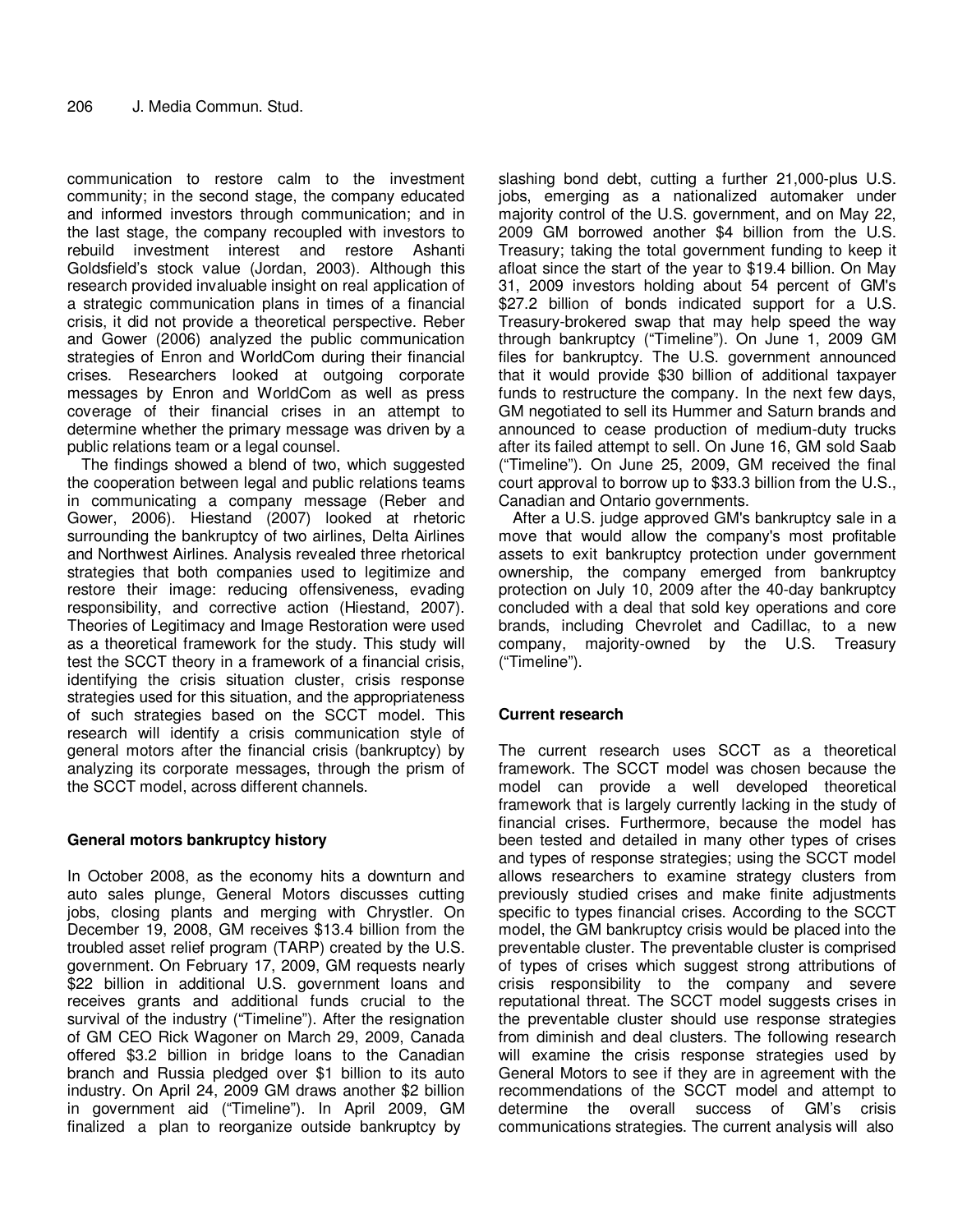communication to restore calm to the investment community; in the second stage, the company educated and informed investors through communication; and in the last stage, the company recoupled with investors to rebuild investment interest and restore Ashanti Goldsfield's stock value (Jordan, 2003). Although this research provided invaluable insight on real application of a strategic communication plans in times of a financial crisis, it did not provide a theoretical perspective. Reber and Gower (2006) analyzed the public communication strategies of Enron and WorldCom during their financial crises. Researchers looked at outgoing corporate messages by Enron and WorldCom as well as press coverage of their financial crises in an attempt to determine whether the primary message was driven by a public relations team or a legal counsel.

The findings showed a blend of two, which suggested the cooperation between legal and public relations teams in communicating a company message (Reber and Gower, 2006). Hiestand (2007) looked at rhetoric surrounding the bankruptcy of two airlines, Delta Airlines and Northwest Airlines. Analysis revealed three rhetorical strategies that both companies used to legitimize and restore their image: reducing offensiveness, evading responsibility, and corrective action (Hiestand, 2007). Theories of Legitimacy and Image Restoration were used as a theoretical framework for the study. This study will test the SCCT theory in a framework of a financial crisis, identifying the crisis situation cluster, crisis response strategies used for this situation, and the appropriateness of such strategies based on the SCCT model. This research will identify a crisis communication style of general motors after the financial crisis (bankruptcy) by analyzing its corporate messages, through the prism of the SCCT model, across different channels.

## General motors bankruptcy history

In October 2008, as the economy hits a downturn and auto sales plunge, General Motors discusses cutting jobs, closing plants and merging with Chrysler. On December 19, 2008, GM receives $13.4 billion from the troubled asset relief program (TARP) created by the U.S. government. On February 17, 2009, GM requests nearly $22 billion in additional U.S. government loans and receives grants and additional funds crucial to the survival of the industry ("Timeline"). After the resignation of GM CEO Rick Wagoner on March 29, 2009, Canada offered $3.2 billion in bridge loans to the Canadian branch and Russia pledged over $1 billion to its auto industry. On April 24, 2009 GM draws another $2 billion in government aid ("Timeline"). In April 2009, GM finalized a plan to reorganize outside bankruptcy by slashing bond debt, cutting a further 21,000-plus U.S. jobs, emerging as a nationalized automaker under majority control of the U.S. government, and on May 22, 2009 GM borrowed another $4 billion from the U.S. Treasury; taking the total government funding to keep it afloat since the start of the year to $19.4 billion. On May 31, 2009 investors holding about 54 percent of GM's $27.2 billion of bonds indicated support for a U.S. Treasury-brokered swap that may help speed the way through bankruptcy ("Timeline"). On June 1, 2009 GM files for bankruptcy. The U.S. government announced that it would provide $30 billion of additional taxpayer funds to restructure the company. In the next few days, GM negotiated to sell its Hummer and Saturn brands and announced to cease production of medium-duty trucks after its failed attempt to sell. On June 16, GM sold Saab ("Timeline"). On June 25, 2009, GM received the final court approval to borrow up to $33.3 billion from the U.S., Canadian and Ontario governments.

After a U.S. judge approved GM's bankruptcy sale in a move that would allow the company's most profitable assets to exit bankruptcy protection under government ownership, the company emerged from bankruptcy protection on July 10, 2009 after the 40-day bankruptcy concluded with a deal that sold key operations and core brands, including Chevrolet and Cadillac, to a new company, majority-owned by the U.S. Treasury ("Timeline").

## Current research

The current research uses SCCT as a theoretical framework. The SCCT model was chosen because the model can provide a well developed theoretical framework that is largely currently lacking in the study of financial crises. Furthermore, because the model has been tested and detailed in many other types of crises and types of response strategies; using the SCCT model allows researchers to examine strategy clusters from previously studied crises and make finite adjustments specific to types financial crises. According to the SCCT model, the GM bankruptcy crisis would be placed into the preventable cluster. The preventable cluster is comprised of types of crises which suggest strong attributions of crisis responsibility to the company and severe reputational threat. The SCCT model suggests crises in the preventable cluster should use response strategies from diminish and deal clusters. The following research will examine the crisis response strategies used by General Motors to see if they are in agreement with the recommendations of the SCCT model and attempt to determine the overall success of GM's crisis communications strategies. The current analysis will also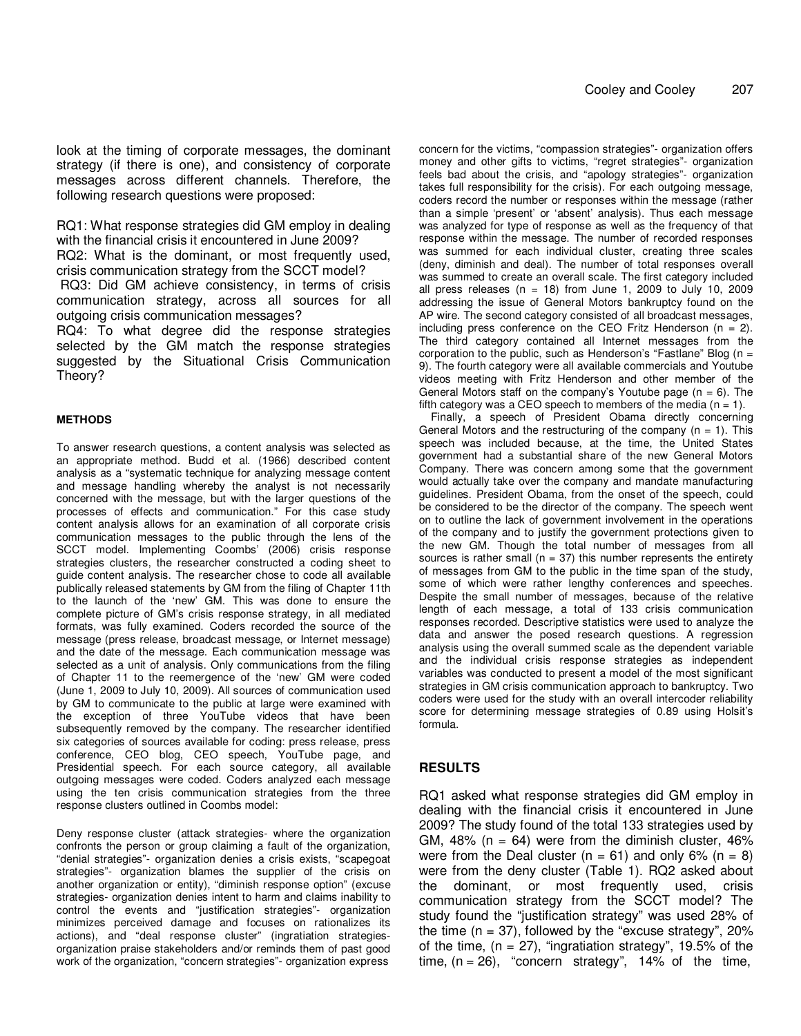look at the timing of corporate messages, the dominant strategy (if there is one), and consistency of corporate messages across different channels. Therefore, the following research questions were proposed:

RQ1: What response strategies did GM employ in dealing with the financial crisis it encountered in June 2009?
RQ2: What is the dominant, or most frequently used, crisis communication strategy from the SCCT model?
RQ3: Did GM achieve consistency, in terms of crisis communication strategy, across all sources for all outgoing crisis communication messages?
RQ4: To what degree did the response strategies selected by the GM match the response strategies suggested by the Situational Crisis Communication Theory?

#### METHODS

To answer research questions, a content analysis was selected as an appropriate method. Budd et al. (1966) described content analysis as a "systematic technique for analyzing message content and message handling whereby the analyst is not necessarily concerned with the message, but with the larger questions of the processes of effects and communication." For this case study content analysis allows for an examination of all corporate crisis communication messages to the public through the lens of the SCCT model. Implementing Coombs' (2006) crisis response strategies clusters, the researcher constructed a coding sheet to guide content analysis. The researcher chose to code all available publically released statements by GM from the filing of Chapter 11th to the launch of the 'new' GM. This was done to ensure the complete picture of GM's crisis response strategy, in all mediated formats, was fully examined. Coders recorded the source of the message (press release, broadcast message, or Internet message) and the date of the message. Each communication message was selected as a unit of analysis. Only communications from the filing of Chapter 11 to the reemergence of the 'new' GM were coded (June 1, 2009 to July 10, 2009). All sources of communication used by GM to communicate to the public at large were examined with the exception of three YouTube videos that have been subsequently removed by the company. The researcher identified six categories of sources available for coding: press release, press conference, CEO blog, CEO speech, YouTube page, and Presidential speech. For each source category, all available outgoing messages were coded. Coders analyzed each message using the ten crisis communication strategies from the three response clusters outlined in Coombs model:

Deny response cluster (attack strategies- where the organization confronts the person or group claiming a fault of the organization, "denial strategies"- organization denies a crisis exists, "scapegoat strategies"- organization blames the supplier of the crisis on another organization or entity), "diminish response option" (excuse strategies- organization denies intent to harm and claims inability to control the events and "justification strategies"- organization minimizes perceived damage and focuses on rationalizes its actions), and "deal response cluster" (ingratiation strategies- organization praise stakeholders and/or reminds them of past good work of the organization, "concern strategies"- organization express concern for the victims, "compassion strategies"- organization offers money and other gifts to victims, "regret strategies"- organization feels bad about the crisis, and "apology strategies"- organization takes full responsibility for the crisis). For each outgoing message, coders record the number or responses within the message (rather than a simple 'present' or 'absent' analysis). Thus each message was analyzed for type of response as well as the frequency of that response within the message. The number of recorded responses was summed for each individual cluster, creating three scales (deny, diminish and deal). The number of total responses overall was summed to create an overall scale. The first category included all press releases (n = 18) from June 1, 2009 to July 10, 2009 addressing the issue of General Motors bankruptcy found on the AP wire. The second category consisted of all broadcast messages, including press conference on the CEO Fritz Henderson (n = 2). The third category contained all Internet messages from the corporation to the public, such as Henderson's "Fastlane" Blog (n = 9). The fourth category were all available commercials and Youtube videos meeting with Fritz Henderson and other member of the General Motors staff on the company's Youtube page (n = 6). The fifth category was a CEO speech to members of the media (n = 1).

Finally, a speech of President Obama directly concerning General Motors and the restructuring of the company (n = 1). This speech was included because, at the time, the United States government had a substantial share of the new General Motors Company. There was concern among some that the government would actually take over the company and mandate manufacturing guidelines. President Obama, from the onset of the speech, could be considered to be the director of the company. The speech went on to outline the lack of government involvement in the operations of the company and to justify the government protections given to the new GM. Though the total number of messages from all sources is rather small (n = 37) this number represents the entirety of messages from GM to the public in the time span of the study, some of which were rather lengthy conferences and speeches. Despite the small number of messages, because of the relative length of each message, a total of 133 crisis communication responses recorded. Descriptive statistics were used to analyze the data and answer the posed research questions. A regression analysis using the overall summed scale as the dependent variable and the individual crisis response strategies as independent variables was conducted to present a model of the most significant strategies in GM crisis communication approach to bankruptcy. Two coders were used for the study with an overall intercoder reliability score for determining message strategies of 0.89 using Holsit's formula.

## RESULTS

RQ1 asked what response strategies did GM employ in dealing with the financial crisis it encountered in June 2009? The study found of the total 133 strategies used by GM, 48% (n = 64) were from the diminish cluster, 46% were from the Deal cluster (n = 61) and only 6% (n = 8) were from the deny cluster (Table 1). RQ2 asked about the dominant, or most frequently used, crisis communication strategy from the SCCT model? The study found the "justification strategy" was used 28% of the time (n = 37), followed by the "excuse strategy", 20% of the time, (n = 27), "ingratiation strategy", 19.5% of the time, (n = 26), "concern strategy", 14% of the time,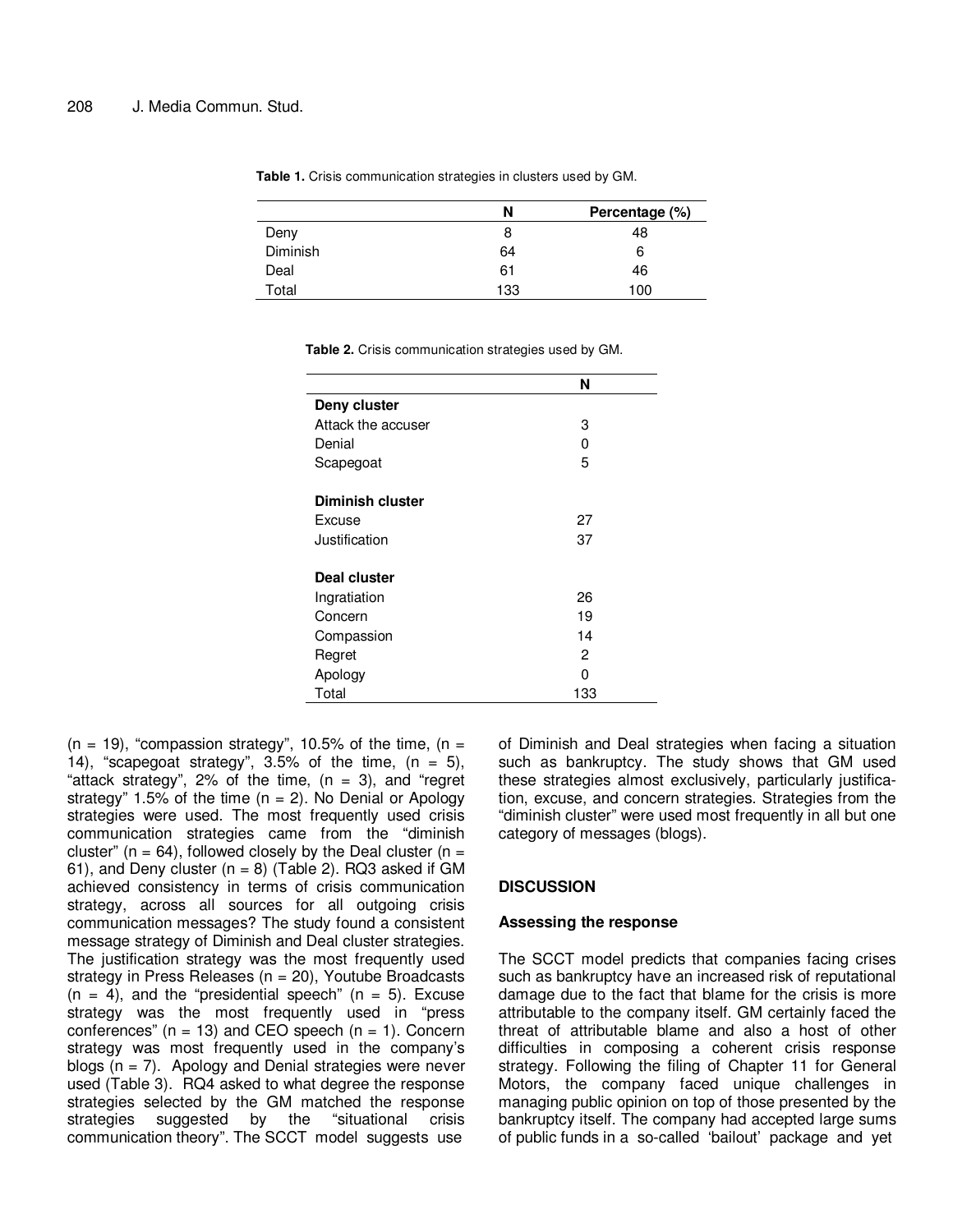**Table 1.** Crisis communication strategies in clusters used by GM.

| | N | Percentage (%) |
|---|---|---|
| Deny | 8 | 48 |
| Diminish | 64 | 6 |
| Deal | 61 | 46 |
| Total | 133 | 100 |

**Table 2.** Crisis communication strategies used by GM.

| | N |
|---|---|
| **Deny cluster** | |
| Attack the accuser | 3 |
| Denial | 0 |
| Scapegoat | 5 |
| **Diminish cluster** | |
| Excuse | 27 |
| Justification | 37 |
| **Deal cluster** | |
| Ingratiation | 26 |
| Concern | 19 |
| Compassion | 14 |
| Regret | 2 |
| Apology | 0 |
| Total | 133 |

(n = 19), "compassion strategy", 10.5% of the time, (n = 14), "scapegoat strategy", 3.5% of the time, (n = 5), "attack strategy", 2% of the time, (n = 3), and "regret strategy" 1.5% of the time (n = 2). No Denial or Apology strategies were used. The most frequently used crisis communication strategies came from the "diminish cluster" (n = 64), followed closely by the Deal cluster (n = 61), and Deny cluster (n = 8) (Table 2). RQ3 asked if GM achieved consistency in terms of crisis communication strategy, across all sources for all outgoing crisis communication messages? The study found a consistent message strategy of Diminish and Deal cluster strategies. The justification strategy was the most frequently used strategy in Press Releases (n = 20), Youtube Broadcasts (n = 4), and the "presidential speech" (n = 5). Excuse strategy was the most frequently used in "press conferences" (n = 13) and CEO speech (n = 1). Concern strategy was most frequently used in the company's blogs (n = 7). Apology and Denial strategies were never used (Table 3). RQ4 asked to what degree the response strategies selected by the GM matched the response strategies suggested by the "situational crisis communication theory". The SCCT model suggests use of Diminish and Deal strategies when facing a situation such as bankruptcy. The study shows that GM used these strategies almost exclusively, particularly justification, excuse, and concern strategies. Strategies from the "diminish cluster" were used most frequently in all but one category of messages (blogs).

## DISCUSSION

### Assessing the response

The SCCT model predicts that companies facing crises such as bankruptcy have an increased risk of reputational damage due to the fact that blame for the crisis is more attributable to the company itself. GM certainly faced the threat of attributable blame and also a host of other difficulties in composing a coherent crisis response strategy. Following the filing of Chapter 11 for General Motors, the company faced unique challenges in managing public opinion on top of those presented by the bankruptcy itself. The company had accepted large sums of public funds in a so-called 'bailout' package and yet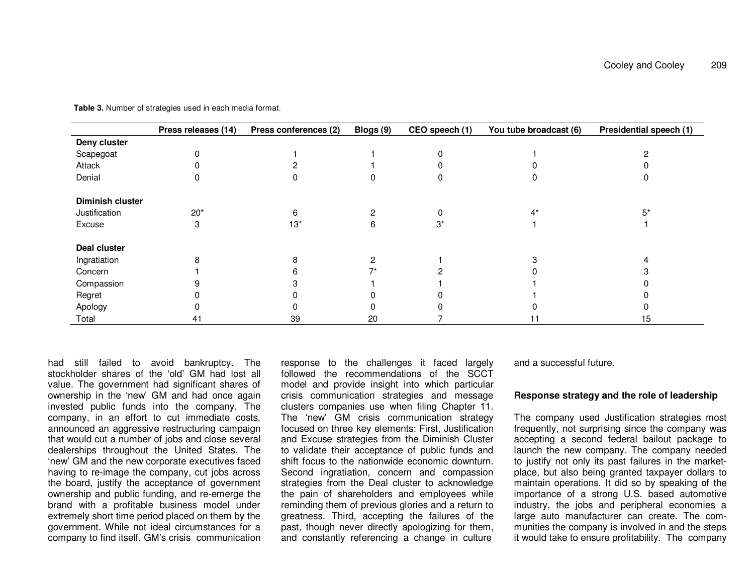**Table 3.** Number of strategies used in each media format.

| | Press releases (14) | Press conferences (2) | Blogs (9) | CEO speech (1) | You tube broadcast (6) | Presidential speech (1) |
|---|---|---|---|---|---|---|
| **Deny cluster** | | | | | | |
| Scapegoat | 0 | 1 | 1 | 0 | 1 | 2 |
| Attack | 0 | 2 | 1 | 0 | 0 | 0 |
| Denial | 0 | 0 | 0 | 0 | 0 | 0 |
| **Diminish cluster** | | | | | | |
| Justification | 20* | 6 | 2 | 0 | 4* | 5* |
| Excuse | 3 | 13* | 6 | 3* | 1 | 1 |
| **Deal cluster** | | | | | | |
| Ingratiation | 8 | 8 | 2 | 1 | 3 | 4 |
| Concern | 1 | 6 | 7* | 2 | 0 | 3 |
| Compassion | 9 | 3 | 1 | 1 | 1 | 0 |
| Regret | 0 | 0 | 0 | 0 | 1 | 0 |
| Apology | 0 | 0 | 0 | 0 | 0 | 0 |
| Total | 41 | 39 | 20 | 7 | 11 | 15 |

had still failed to avoid bankruptcy. The stockholder shares of the 'old' GM had lost all value. The government had significant shares of ownership in the 'new' GM and had once again invested public funds into the company. The company, in an effort to cut immediate costs, announced an aggressive restructuring campaign that would cut a number of jobs and close several dealerships throughout the United States. The 'new' GM and the new corporate executives faced having to re-image the company, cut jobs across the board, justify the acceptance of government ownership and public funding, and re-emerge the brand with a profitable business model under extremely short time period placed on them by the government. While not ideal circumstances for a company to find itself, GM's crisis communication response to the challenges it faced largely followed the recommendations of the SCCT model and provide insight into which particular crisis communication strategies and message clusters companies use when filing Chapter 11. The 'new' GM crisis communication strategy focused on three key elements: First, Justification and Excuse strategies from the Diminish Cluster to validate their acceptance of public funds and shift focus to the nationwide economic downturn. Second ingratiation, concern and compassion strategies from the Deal cluster to acknowledge the pain of shareholders and employees while reminding them of previous glories and a return to greatness. Third, accepting the failures of the past, though never directly apologizing for them, and constantly referencing a change in culture and a successful future.

### Response strategy and the role of leadership

The company used Justification strategies most frequently, not surprising since the company was accepting a second federal bailout package to launch the new company. The company needed to justify not only its past failures in the market-place, but also being granted taxpayer dollars to maintain operations. It did so by speaking of the importance of a strong U.S. based automotive industry, the jobs and peripheral economies a large auto manufacturer can create. The communities the company is involved in and the steps it would take to ensure profitability. The company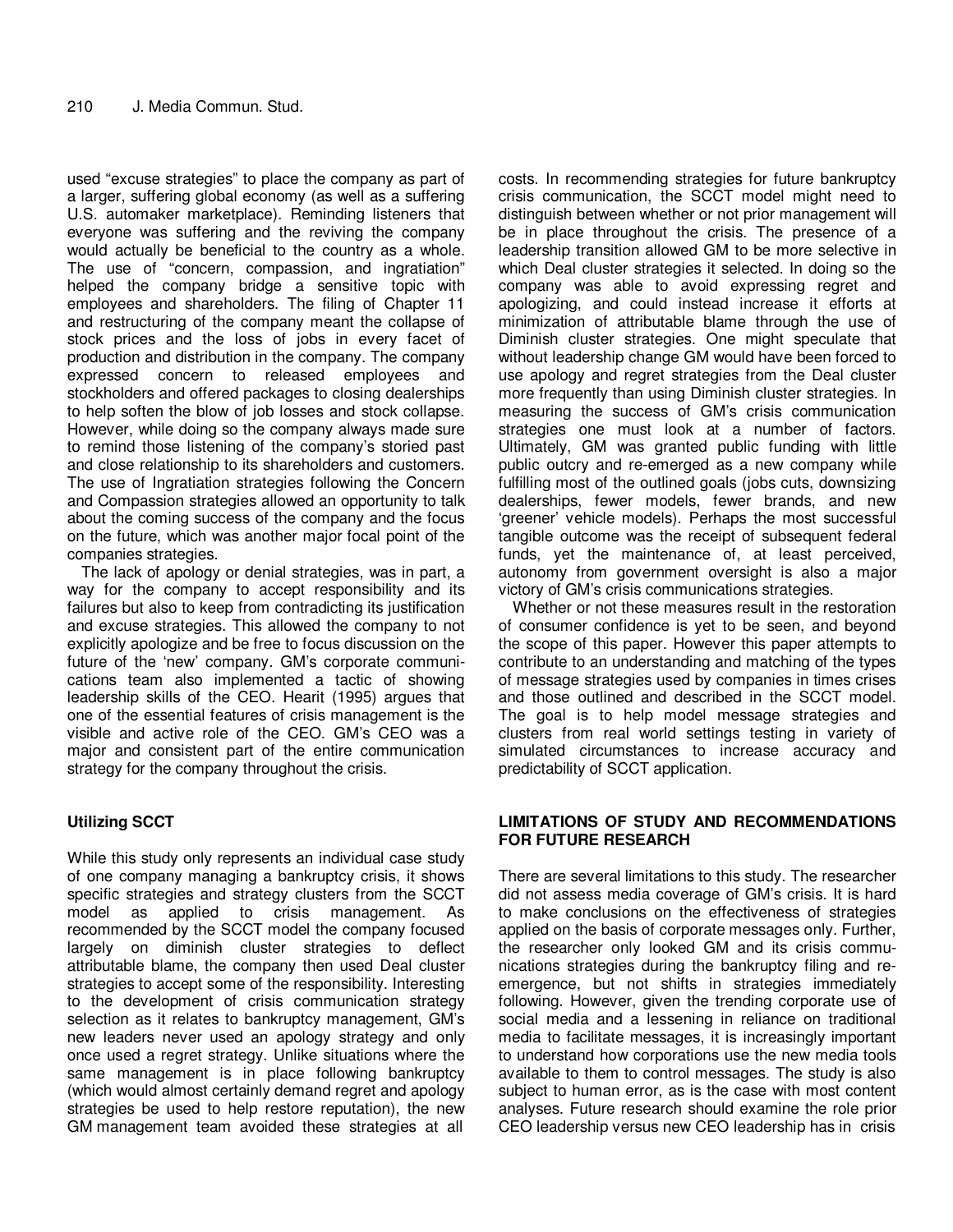used "excuse strategies" to place the company as part of a larger, suffering global economy (as well as a suffering U.S. automaker marketplace). Reminding listeners that everyone was suffering and the reviving the company would actually be beneficial to the country as a whole. The use of "concern, compassion, and ingratiation" helped the company bridge a sensitive topic with employees and shareholders. The filing of Chapter 11 and restructuring of the company meant the collapse of stock prices and the loss of jobs in every facet of production and distribution in the company. The company expressed concern to released employees and stockholders and offered packages to closing dealerships to help soften the blow of job losses and stock collapse. However, while doing so the company always made sure to remind those listening of the company's storied past and close relationship to its shareholders and customers. The use of Ingratiation strategies following the Concern and Compassion strategies allowed an opportunity to talk about the coming success of the company and the focus on the future, which was another major focal point of the companies strategies.

The lack of apology or denial strategies, was in part, a way for the company to accept responsibility and its failures but also to keep from contradicting its justification and excuse strategies. This allowed the company to not explicitly apologize and be free to focus discussion on the future of the 'new' company. GM's corporate communications team also implemented a tactic of showing leadership skills of the CEO. Hearit (1995) argues that one of the essential features of crisis management is the visible and active role of the CEO. GM's CEO was a major and consistent part of the entire communication strategy for the company throughout the crisis.

### Utilizing SCCT

While this study only represents an individual case study of one company managing a bankruptcy crisis, it shows specific strategies and strategy clusters from the SCCT model as applied to crisis management. As recommended by the SCCT model the company focused largely on diminish cluster strategies to deflect attributable blame, the company then used Deal cluster strategies to accept some of the responsibility. Interesting to the development of crisis communication strategy selection as it relates to bankruptcy management, GM's new leaders never used an apology strategy and only once used a regret strategy. Unlike situations where the same management is in place following bankruptcy (which would almost certainly demand regret and apology strategies be used to help restore reputation), the new GM management team avoided these strategies at all costs. In recommending strategies for future bankruptcy crisis communication, the SCCT model might need to distinguish between whether or not prior management will be in place throughout the crisis. The presence of a leadership transition allowed GM to be more selective in which Deal cluster strategies it selected. In doing so the company was able to avoid expressing regret and apologizing, and could instead increase it efforts at minimization of attributable blame through the use of Diminish cluster strategies. One might speculate that without leadership change GM would have been forced to use apology and regret strategies from the Deal cluster more frequently than using Diminish cluster strategies. In measuring the success of GM's crisis communication strategies one must look at a number of factors. Ultimately, GM was granted public funding with little public outcry and re-emerged as a new company while fulfilling most of the outlined goals (jobs cuts, downsizing dealerships, fewer models, fewer brands, and new 'greener' vehicle models). Perhaps the most successful tangible outcome was the receipt of subsequent federal funds, yet the maintenance of, at least perceived, autonomy from government oversight is also a major victory of GM's crisis communications strategies.

Whether or not these measures result in the restoration of consumer confidence is yet to be seen, and beyond the scope of this paper. However this paper attempts to contribute to an understanding and matching of the types of message strategies used by companies in times crises and those outlined and described in the SCCT model. The goal is to help model message strategies and clusters from real world settings testing in variety of simulated circumstances to increase accuracy and predictability of SCCT application.

## LIMITATIONS OF STUDY AND RECOMMENDATIONS FOR FUTURE RESEARCH

There are several limitations to this study. The researcher did not assess media coverage of GM's crisis. It is hard to make conclusions on the effectiveness of strategies applied on the basis of corporate messages only. Further, the researcher only looked GM and its crisis communications strategies during the bankruptcy filing and re-emergence, but not shifts in strategies immediately following. However, given the trending corporate use of social media and a lessening in reliance on traditional media to facilitate messages, it is increasingly important to understand how corporations use the new media tools available to them to control messages. The study is also subject to human error, as is the case with most content analyses. Future research should examine the role prior CEO leadership versus new CEO leadership has in crisis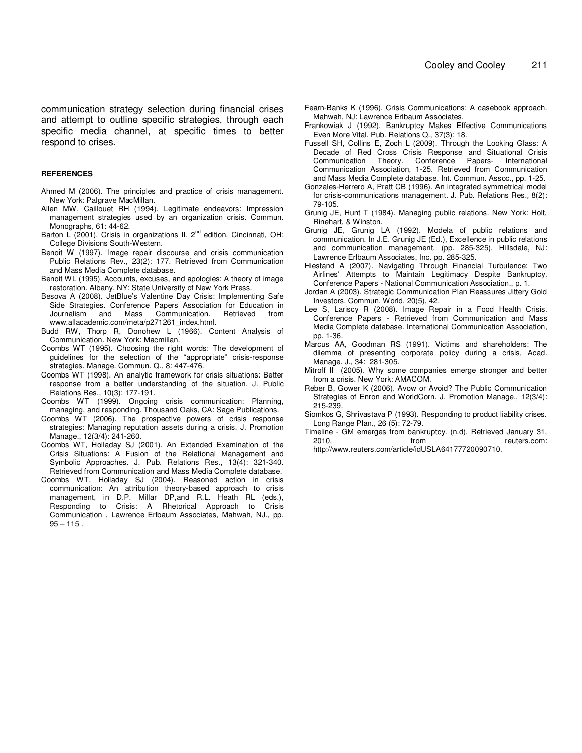communication strategy selection during financial crises and attempt to outline specific strategies, through each specific media channel, at specific times to better respond to crises.

## REFERENCES

Ahmed M (2006). The principles and practice of crisis management. New York: Palgrave MacMillan.

Allen MW, Caillouet RH (1994). Legitimate endeavors: Impression management strategies used by an organization crisis. Commun. Monographs, 61: 44-62.

Barton L (2001). Crisis in organizations II, 2nd edition. Cincinnati, OH: College Divisions South-Western.

Benoit W (1997). Image repair discourse and crisis communication Public Relations Rev., 23(2): 177. Retrieved from Communication and Mass Media Complete database.

Benoit WL (1995). Accounts, excuses, and apologies: A theory of image restoration. Albany, NY: State University of New York Press.

Besova A (2008). JetBlue's Valentine Day Crisis: Implementing Safe Side Strategies. Conference Papers Association for Education in Journalism and Mass Communication. Retrieved from www.allacademic.com/meta/p271261_index.html.

Budd RW, Thorp R, Donohew L (1966). Content Analysis of Communication. New York: Macmillan.

Coombs WT (1995). Choosing the right words: The development of guidelines for the selection of the "appropriate" crisis-response strategies. Manage. Commun. Q., 8: 447-476.

Coombs WT (1998). An analytic framework for crisis situations: Better response from a better understanding of the situation. J. Public Relations Res., 10(3): 177-191.

Coombs WT (1999). Ongoing crisis communication: Planning, managing, and responding. Thousand Oaks, CA: Sage Publications.

Coombs WT (2006). The prospective powers of crisis response strategies: Managing reputation assets during a crisis. J. Promotion Manage., 12(3/4): 241-260.

Coombs WT, Holladay SJ (2001). An Extended Examination of the Crisis Situations: A Fusion of the Relational Management and Symbolic Approaches. J. Pub. Relations Res., 13(4): 321-340. Retrieved from Communication and Mass Media Complete database.

Coombs WT, Holladay SJ (2004). Reasoned action in crisis communication: An attribution theory-based approach to crisis management, in D.P. Millar DP,and R.L. Heath RL (eds.), Responding to Crisis: A Rhetorical Approach to Crisis Communication , Lawrence Erlbaum Associates, Mahwah, NJ., pp. 95 – 115 .

Fearn-Banks K (1996). Crisis Communications: A casebook approach. Mahwah, NJ: Lawrence Erlbaum Associates.

Frankowiak J (1992). Bankruptcy Makes Effective Communications Even More Vital. Pub. Relations Q., 37(3): 18.

Fussell SH, Collins E, Zoch L (2009). Through the Looking Glass: A Decade of Red Cross Crisis Response and Situational Crisis Communication Theory. Conference Papers- International Communication Association, 1-25. Retrieved from Communication and Mass Media Complete database. Int. Commun. Assoc., pp. 1-25.

Gonzales-Herrero A, Pratt CB (1996). An integrated symmetrical model for crisis-communications management. J. Pub. Relations Res., 8(2): 79-105.

Grunig JE, Hunt T (1984). Managing public relations. New York: Holt, Rinehart, & Winston.

Grunig JE, Grunig LA (1992). Modela of public relations and communication. In J.E. Grunig JE (Ed.), Excellence in public relations and communication management. (pp. 285-325). Hillsdale, NJ: Lawrence Erlbaum Associates, Inc. pp. 285-325.

Hiestand A (2007). Navigating Through Financial Turbulence: Two Airlines' Attempts to Maintain Legitimacy Despite Bankruptcy. Conference Papers - National Communication Association., p. 1.

Jordan A (2003). Strategic Communication Plan Reassures Jittery Gold Investors. Commun. World, 20(5), 42.

Lee S, Lariscy R (2008). Image Repair in a Food Health Crisis. Conference Papers - Retrieved from Communication and Mass Media Complete database. International Communication Association, pp. 1-36.

Marcus AA, Goodman RS (1991). Victims and shareholders: The dilemma of presenting corporate policy during a crisis, Acad. Manage. J., 34: 281-305.

Mitroff II (2005). Why some companies emerge stronger and better from a crisis. New York: AMACOM.

Reber B, Gower K (2006). Avow or Avoid? The Public Communication Strategies of Enron and WorldCorn. J. Promotion Manage., 12(3/4): 215-239.

Siomkos G, Shrivastava P (1993). Responding to product liability crises. Long Range Plan., 26 (5): 72-79.

Timeline - GM emerges from bankruptcy. (n.d). Retrieved January 31, 2010, from reuters.com: http://www.reuters.com/article/idUSLA64177720090710.